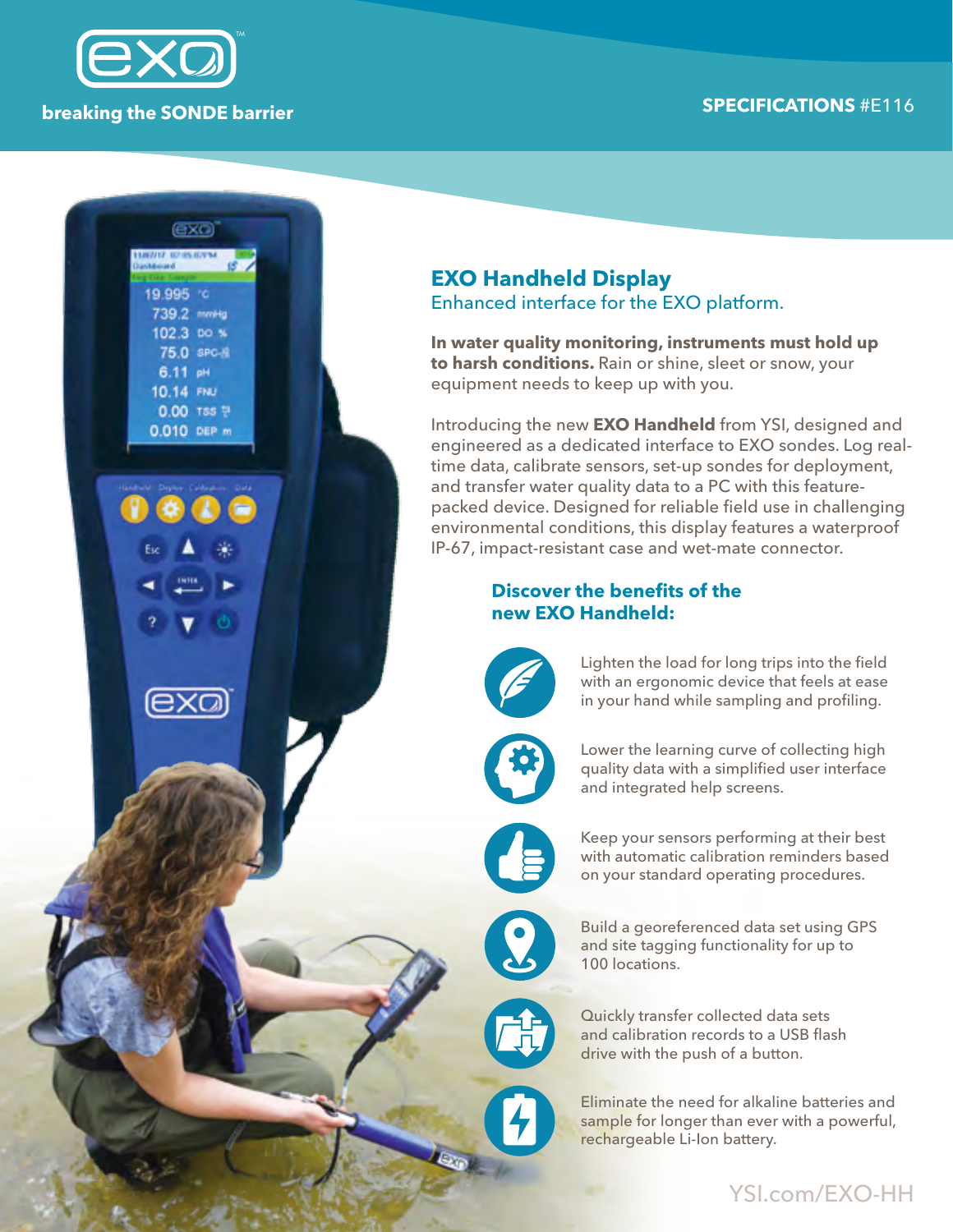exo

breaking the SONDE barrier

**SPECIFICATIONS** #E116

# EXO Handheld Display

Enhanced interface for the EXO platform.

**In water quality monitoring, instruments must hold up to harsh conditions.** Rain or shine, sleet or snow, your equipment needs to keep up with you.

Introducing the new **EXO Handheld** from YSI, designed and engineered as a dedicated interface to EXO sondes. Log real-time data, calibrate sensors, set-up sondes for deployment, and transfer water quality data to a PC with this feature-packed device. Designed for reliable field use in challenging environmental conditions, this display features a waterproof IP-67, impact-resistant case and wet-mate connector.

## Discover the benefits of the new EXO Handheld:

- Lighten the load for long trips into the field with an ergonomic device that feels at ease in your hand while sampling and profiling.
- Lower the learning curve of collecting high quality data with a simplified user interface and integrated help screens.
- Keep your sensors performing at their best with automatic calibration reminders based on your standard operating procedures.
- Build a georeferenced data set using GPS and site tagging functionality for up to 100 locations.
- Quickly transfer collected data sets and calibration records to a USB flash drive with the push of a button.
- Eliminate the need for alkaline batteries and sample for longer than ever with a powerful, rechargeable Li-Ion battery.

YSI.com/EXO-HH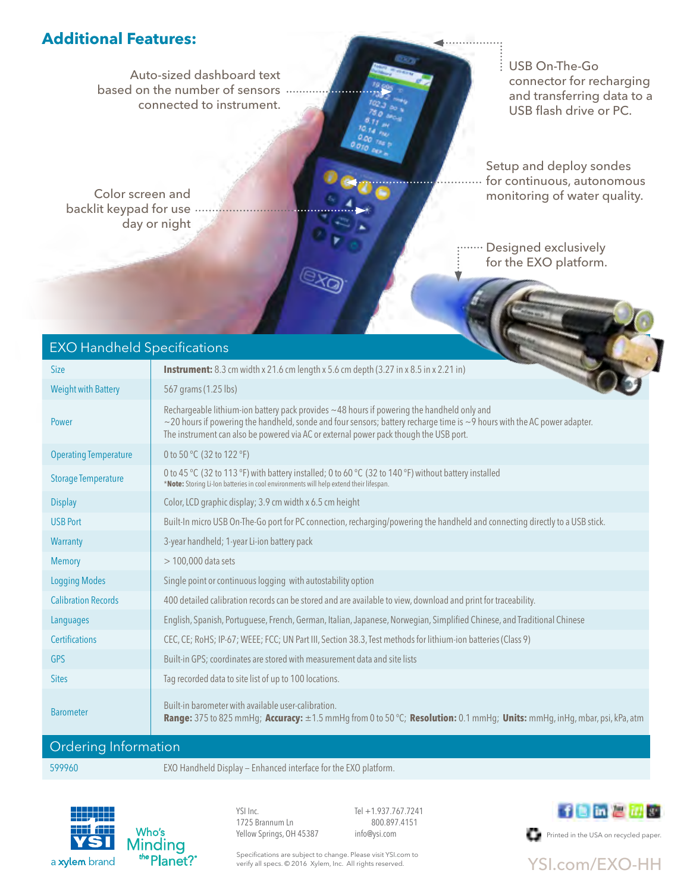## Additional Features:

Auto-sized dashboard text based on the number of sensors connected to instrument.

USB On-The-Go connector for recharging and transferring data to a USB flash drive or PC.

Setup and deploy sondes for continuous, autonomous monitoring of water quality.

Color screen and backlit keypad for use day or night

Designed exclusively for the EXO platform.

## EXO Handheld Specifications

| | |
|---|---|
| Size | **Instrument:** 8.3 cm width x 21.6 cm length x 5.6 cm depth (3.27 in x 8.5 in x 2.21 in) |
| Weight with Battery | 567 grams (1.25 lbs) |
| Power | Rechargeable lithium-ion battery pack provides ~48 hours if powering the handheld only and ~20 hours if powering the handheld, sonde and four sensors; battery recharge time is ~9 hours with the AC power adapter. The instrument can also be powered via AC or external power pack though the USB port. |
| Operating Temperature | 0 to 50 °C (32 to 122 °F) |
| Storage Temperature | 0 to 45 °C (32 to 113 °F) with battery installed; 0 to 60 °C (32 to 140 °F) without battery installed *Note: Storing Li-Ion batteries in cool environments will help extend their lifespan. |
| Display | Color, LCD graphic display; 3.9 cm width x 6.5 cm height |
| USB Port | Built-In micro USB On-The-Go port for PC connection, recharging/powering the handheld and connecting directly to a USB stick. |
| Warranty | 3-year handheld; 1-year Li-ion battery pack |
| Memory | > 100,000 data sets |
| Logging Modes | Single point or continuous logging with autostability option |
| Calibration Records | 400 detailed calibration records can be stored and are available to view, download and print for traceability. |
| Languages | English, Spanish, Portuguese, French, German, Italian, Japanese, Norwegian, Simplified Chinese, and Traditional Chinese |
| Certifications | CEC, CE; RoHS; IP-67; WEEE; FCC; UN Part III, Section 38.3, Test methods for lithium-ion batteries (Class 9) |
| GPS | Built-in GPS; coordinates are stored with measurement data and site lists |
| Sites | Tag recorded data to site list of up to 100 locations. |
| Barometer | Built-in barometer with available user-calibration. **Range:** 375 to 825 mmHg; **Accuracy:** ±1.5 mmHg from 0 to 50 °C; **Resolution:** 0.1 mmHg; **Units:** mmHg, inHg, mbar, psi, kPa, atm |

## Ordering Information

| | |
|---|---|
| 599960 | EXO Handheld Display – Enhanced interface for the EXO platform. |

YSI a xylem brand

Who's Minding the Planet?®

YSI Inc.
1725 Brannum Ln
Yellow Springs, OH 45387

Tel +1.937.767.7241
800.897.4151
info@ysi.com

Specifications are subject to change. Please visit YSI.com to verify all specs. © 2016 Xylem, Inc. All rights reserved.

Printed in the USA on recycled paper.

YSI.com/EXO-HH